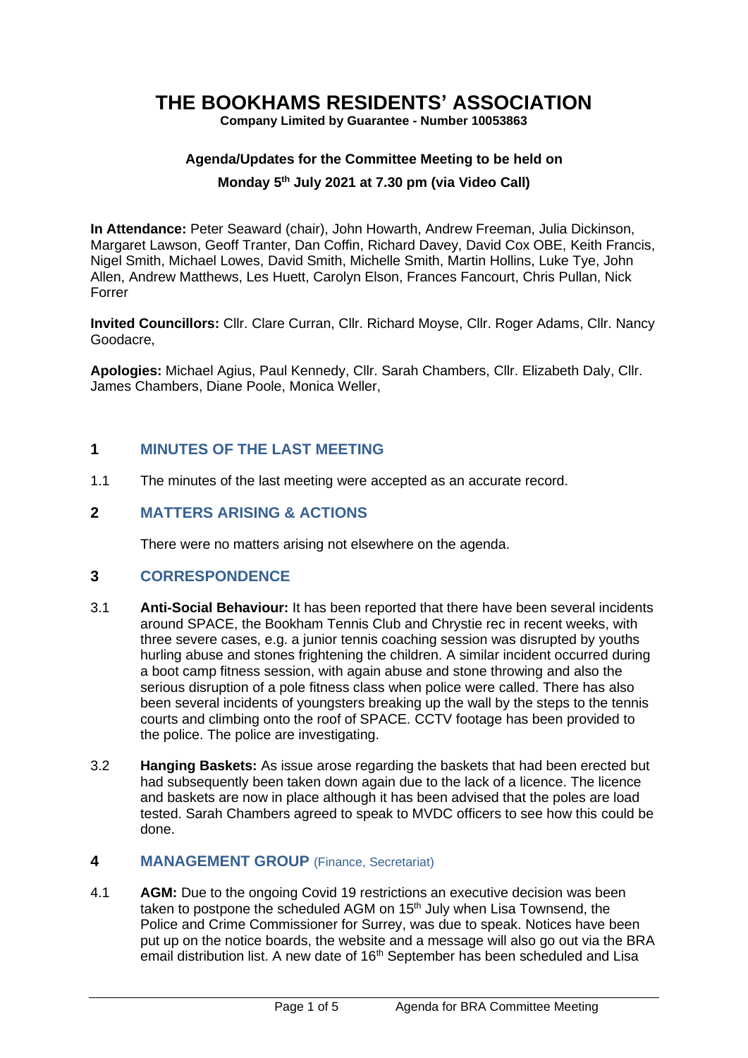# THE BOOKHAMS RESIDENTS' ASSOCIATION

**Company Limited by Guarantee - Number 10053863**

**Agenda/Updates for the Committee Meeting to be held on**

**Monday 5th July 2021 at 7.30 pm (via Video Call)**

**In Attendance:** Peter Seaward (chair), John Howarth, Andrew Freeman, Julia Dickinson, Margaret Lawson, Geoff Tranter, Dan Coffin, Richard Davey, David Cox OBE, Keith Francis, Nigel Smith, Michael Lowes, David Smith, Michelle Smith, Martin Hollins, Luke Tye, John Allen, Andrew Matthews, Les Huett, Carolyn Elson, Frances Fancourt, Chris Pullan, Nick Forrer

**Invited Councillors:** Cllr. Clare Curran, Cllr. Richard Moyse, Cllr. Roger Adams, Cllr. Nancy Goodacre,

**Apologies:** Michael Agius, Paul Kennedy, Cllr. Sarah Chambers, Cllr. Elizabeth Daly, Cllr. James Chambers, Diane Poole, Monica Weller,

## 1 MINUTES OF THE LAST MEETING

1.1 The minutes of the last meeting were accepted as an accurate record.

## 2 MATTERS ARISING & ACTIONS

There were no matters arising not elsewhere on the agenda.

## 3 CORRESPONDENCE

3.1 **Anti-Social Behaviour:** It has been reported that there have been several incidents around SPACE, the Bookham Tennis Club and Chrystie rec in recent weeks, with three severe cases, e.g. a junior tennis coaching session was disrupted by youths hurling abuse and stones frightening the children. A similar incident occurred during a boot camp fitness session, with again abuse and stone throwing and also the serious disruption of a pole fitness class when police were called. There has also been several incidents of youngsters breaking up the wall by the steps to the tennis courts and climbing onto the roof of SPACE. CCTV footage has been provided to the police. The police are investigating.

3.2 **Hanging Baskets:** As issue arose regarding the baskets that had been erected but had subsequently been taken down again due to the lack of a licence. The licence and baskets are now in place although it has been advised that the poles are load tested. Sarah Chambers agreed to speak to MVDC officers to see how this could be done.

## 4 MANAGEMENT GROUP (Finance, Secretariat)

4.1 **AGM:** Due to the ongoing Covid 19 restrictions an executive decision was been taken to postpone the scheduled AGM on 15th July when Lisa Townsend, the Police and Crime Commissioner for Surrey, was due to speak. Notices have been put up on the notice boards, the website and a message will also go out via the BRA email distribution list. A new date of 16th September has been scheduled and Lisa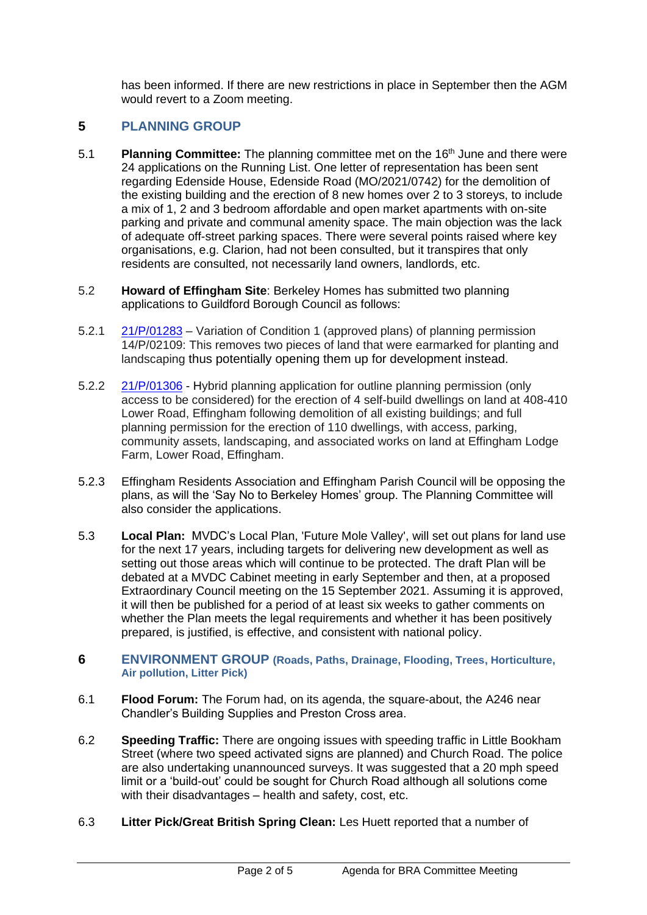has been informed. If there are new restrictions in place in September then the AGM would revert to a Zoom meeting.

## 5 PLANNING GROUP

5.1 **Planning Committee:** The planning committee met on the 16th June and there were 24 applications on the Running List. One letter of representation has been sent regarding Edenside House, Edenside Road (MO/2021/0742) for the demolition of the existing building and the erection of 8 new homes over 2 to 3 storeys, to include a mix of 1, 2 and 3 bedroom affordable and open market apartments with on-site parking and private and communal amenity space. The main objection was the lack of adequate off-street parking spaces. There were several points raised where key organisations, e.g. Clarion, had not been consulted, but it transpires that only residents are consulted, not necessarily land owners, landlords, etc.

5.2 **Howard of Effingham Site**: Berkeley Homes has submitted two planning applications to Guildford Borough Council as follows:

5.2.1 21/P/01283 – Variation of Condition 1 (approved plans) of planning permission 14/P/02109: This removes two pieces of land that were earmarked for planting and landscaping thus potentially opening them up for development instead.

5.2.2 21/P/01306 - Hybrid planning application for outline planning permission (only access to be considered) for the erection of 4 self-build dwellings on land at 408-410 Lower Road, Effingham following demolition of all existing buildings; and full planning permission for the erection of 110 dwellings, with access, parking, community assets, landscaping, and associated works on land at Effingham Lodge Farm, Lower Road, Effingham.

5.2.3 Effingham Residents Association and Effingham Parish Council will be opposing the plans, as will the 'Say No to Berkeley Homes' group. The Planning Committee will also consider the applications.

5.3 **Local Plan:** MVDC's Local Plan, 'Future Mole Valley', will set out plans for land use for the next 17 years, including targets for delivering new development as well as setting out those areas which will continue to be protected. The draft Plan will be debated at a MVDC Cabinet meeting in early September and then, at a proposed Extraordinary Council meeting on the 15 September 2021. Assuming it is approved, it will then be published for a period of at least six weeks to gather comments on whether the Plan meets the legal requirements and whether it has been positively prepared, is justified, is effective, and consistent with national policy.

## 6 ENVIRONMENT GROUP (Roads, Paths, Drainage, Flooding, Trees, Horticulture, Air pollution, Litter Pick)

6.1 **Flood Forum:** The Forum had, on its agenda, the square-about, the A246 near Chandler's Building Supplies and Preston Cross area.

6.2 **Speeding Traffic:** There are ongoing issues with speeding traffic in Little Bookham Street (where two speed activated signs are planned) and Church Road. The police are also undertaking unannounced surveys. It was suggested that a 20 mph speed limit or a 'build-out' could be sought for Church Road although all solutions come with their disadvantages – health and safety, cost, etc.

6.3 **Litter Pick/Great British Spring Clean:** Les Huett reported that a number of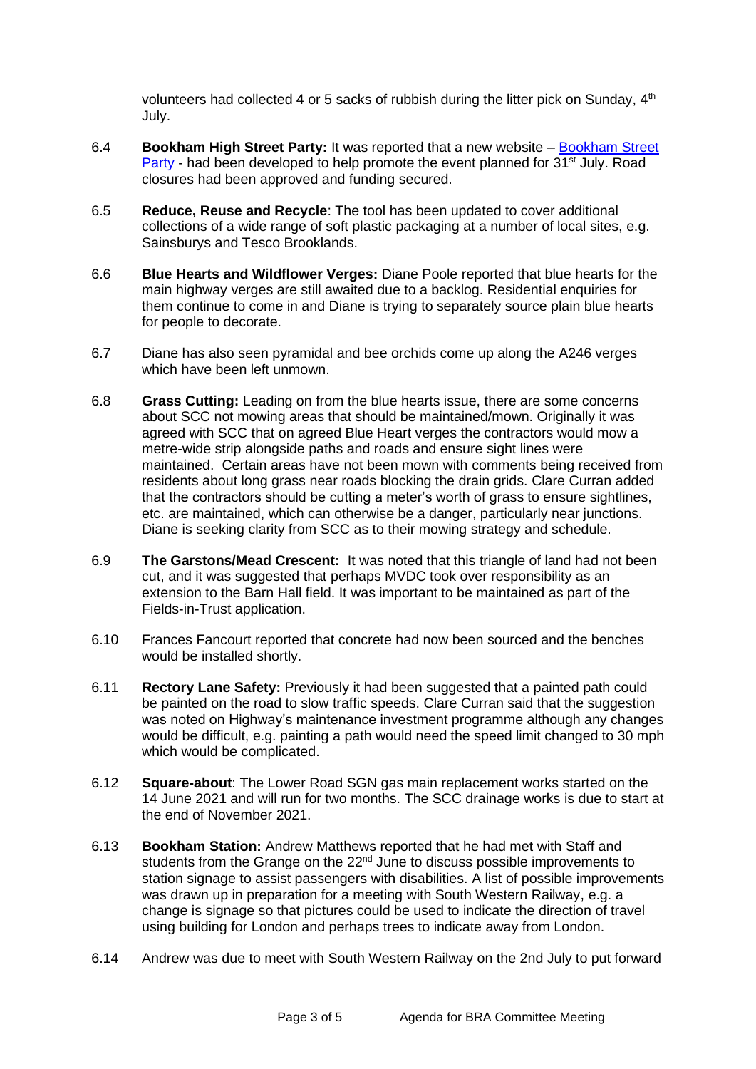volunteers had collected 4 or 5 sacks of rubbish during the litter pick on Sunday, 4th July.

6.4 **Bookham High Street Party:** It was reported that a new website – [Bookham Street Party] - had been developed to help promote the event planned for 31st July. Road closures had been approved and funding secured.

6.5 **Reduce, Reuse and Recycle**: The tool has been updated to cover additional collections of a wide range of soft plastic packaging at a number of local sites, e.g. Sainsburys and Tesco Brooklands.

6.6 **Blue Hearts and Wildflower Verges:** Diane Poole reported that blue hearts for the main highway verges are still awaited due to a backlog. Residential enquiries for them continue to come in and Diane is trying to separately source plain blue hearts for people to decorate.

6.7 Diane has also seen pyramidal and bee orchids come up along the A246 verges which have been left unmown.

6.8 **Grass Cutting:** Leading on from the blue hearts issue, there are some concerns about SCC not mowing areas that should be maintained/mown. Originally it was agreed with SCC that on agreed Blue Heart verges the contractors would mow a metre-wide strip alongside paths and roads and ensure sight lines were maintained. Certain areas have not been mown with comments being received from residents about long grass near roads blocking the drain grids. Clare Curran added that the contractors should be cutting a meter's worth of grass to ensure sightlines, etc. are maintained, which can otherwise be a danger, particularly near junctions. Diane is seeking clarity from SCC as to their mowing strategy and schedule.

6.9 **The Garstons/Mead Crescent:** It was noted that this triangle of land had not been cut, and it was suggested that perhaps MVDC took over responsibility as an extension to the Barn Hall field. It was important to be maintained as part of the Fields-in-Trust application.

6.10 Frances Fancourt reported that concrete had now been sourced and the benches would be installed shortly.

6.11 **Rectory Lane Safety:** Previously it had been suggested that a painted path could be painted on the road to slow traffic speeds. Clare Curran said that the suggestion was noted on Highway's maintenance investment programme although any changes would be difficult, e.g. painting a path would need the speed limit changed to 30 mph which would be complicated.

6.12 **Square-about**: The Lower Road SGN gas main replacement works started on the 14 June 2021 and will run for two months. The SCC drainage works is due to start at the end of November 2021.

6.13 **Bookham Station:** Andrew Matthews reported that he had met with Staff and students from the Grange on the 22nd June to discuss possible improvements to station signage to assist passengers with disabilities. A list of possible improvements was drawn up in preparation for a meeting with South Western Railway, e.g. a change is signage so that pictures could be used to indicate the direction of travel using building for London and perhaps trees to indicate away from London.

6.14 Andrew was due to meet with South Western Railway on the 2nd July to put forward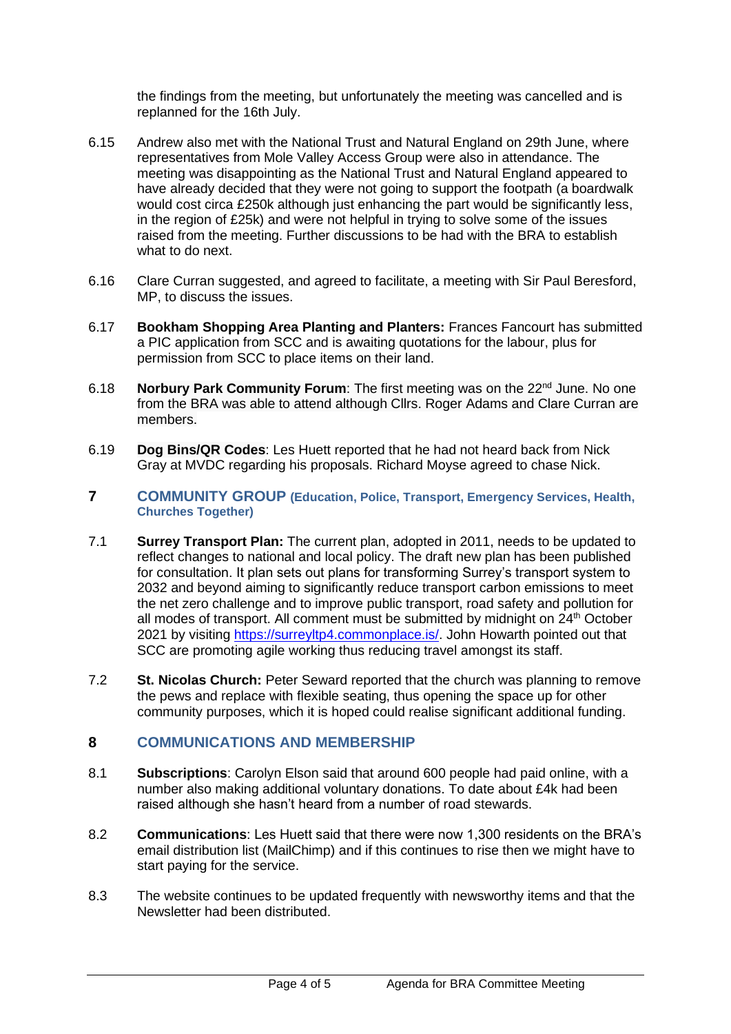the findings from the meeting, but unfortunately the meeting was cancelled and is replanned for the 16th July.

6.15 Andrew also met with the National Trust and Natural England on 29th June, where representatives from Mole Valley Access Group were also in attendance. The meeting was disappointing as the National Trust and Natural England appeared to have already decided that they were not going to support the footpath (a boardwalk would cost circa £250k although just enhancing the part would be significantly less, in the region of £25k) and were not helpful in trying to solve some of the issues raised from the meeting. Further discussions to be had with the BRA to establish what to do next.

6.16 Clare Curran suggested, and agreed to facilitate, a meeting with Sir Paul Beresford, MP, to discuss the issues.

6.17 **Bookham Shopping Area Planting and Planters:** Frances Fancourt has submitted a PIC application from SCC and is awaiting quotations for the labour, plus for permission from SCC to place items on their land.

6.18 **Norbury Park Community Forum**: The first meeting was on the 22nd June. No one from the BRA was able to attend although Cllrs. Roger Adams and Clare Curran are members.

6.19 **Dog Bins/QR Codes**: Les Huett reported that he had not heard back from Nick Gray at MVDC regarding his proposals. Richard Moyse agreed to chase Nick.

## 7 COMMUNITY GROUP (Education, Police, Transport, Emergency Services, Health, Churches Together)

7.1 **Surrey Transport Plan:** The current plan, adopted in 2011, needs to be updated to reflect changes to national and local policy. The draft new plan has been published for consultation. It plan sets out plans for transforming Surrey's transport system to 2032 and beyond aiming to significantly reduce transport carbon emissions to meet the net zero challenge and to improve public transport, road safety and pollution for all modes of transport. All comment must be submitted by midnight on 24th October 2021 by visiting https://surreyltp4.commonplace.is/. John Howarth pointed out that SCC are promoting agile working thus reducing travel amongst its staff.

7.2 **St. Nicolas Church:** Peter Seward reported that the church was planning to remove the pews and replace with flexible seating, thus opening the space up for other community purposes, which it is hoped could realise significant additional funding.

## 8 COMMUNICATIONS AND MEMBERSHIP

8.1 **Subscriptions**: Carolyn Elson said that around 600 people had paid online, with a number also making additional voluntary donations. To date about £4k had been raised although she hasn't heard from a number of road stewards.

8.2 **Communications**: Les Huett said that there were now 1,300 residents on the BRA's email distribution list (MailChimp) and if this continues to rise then we might have to start paying for the service.

8.3 The website continues to be updated frequently with newsworthy items and that the Newsletter had been distributed.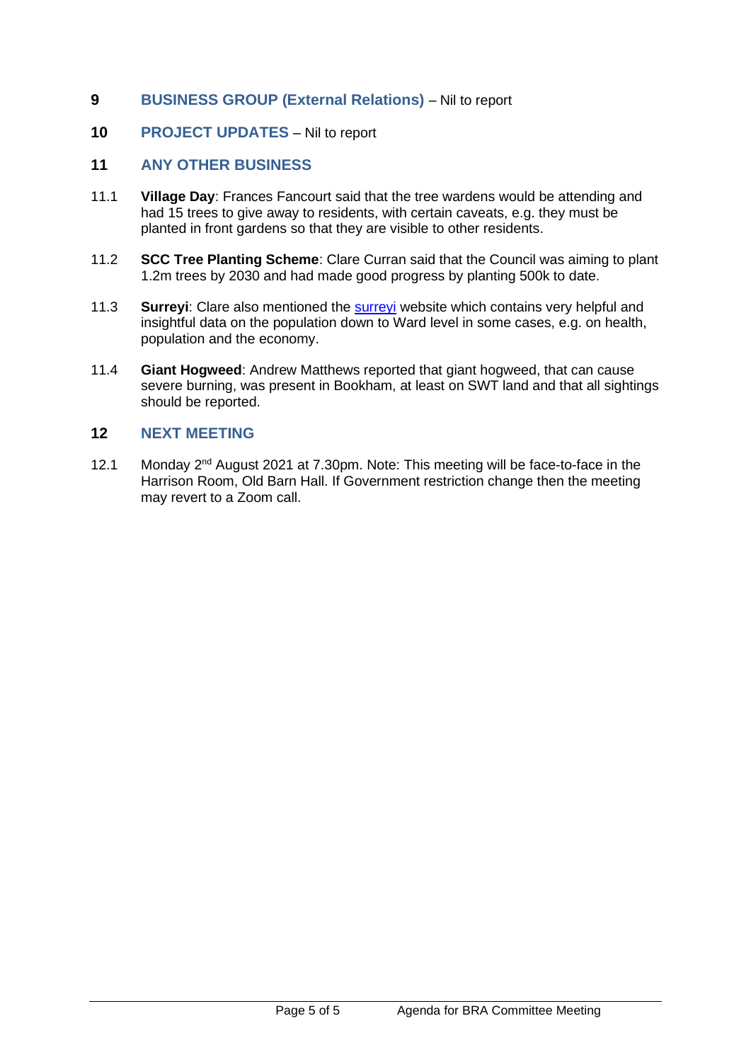## 9 BUSINESS GROUP (External Relations) – Nil to report

## 10 PROJECT UPDATES – Nil to report

## 11 ANY OTHER BUSINESS

11.1 **Village Day**: Frances Fancourt said that the tree wardens would be attending and had 15 trees to give away to residents, with certain caveats, e.g. they must be planted in front gardens so that they are visible to other residents.

11.2 **SCC Tree Planting Scheme**: Clare Curran said that the Council was aiming to plant 1.2m trees by 2030 and had made good progress by planting 500k to date.

11.3 **Surreyi**: Clare also mentioned the surreyi website which contains very helpful and insightful data on the population down to Ward level in some cases, e.g. on health, population and the economy.

11.4 **Giant Hogweed**: Andrew Matthews reported that giant hogweed, that can cause severe burning, was present in Bookham, at least on SWT land and that all sightings should be reported.

## 12 NEXT MEETING

12.1 Monday 2nd August 2021 at 7.30pm. Note: This meeting will be face-to-face in the Harrison Room, Old Barn Hall. If Government restriction change then the meeting may revert to a Zoom call.